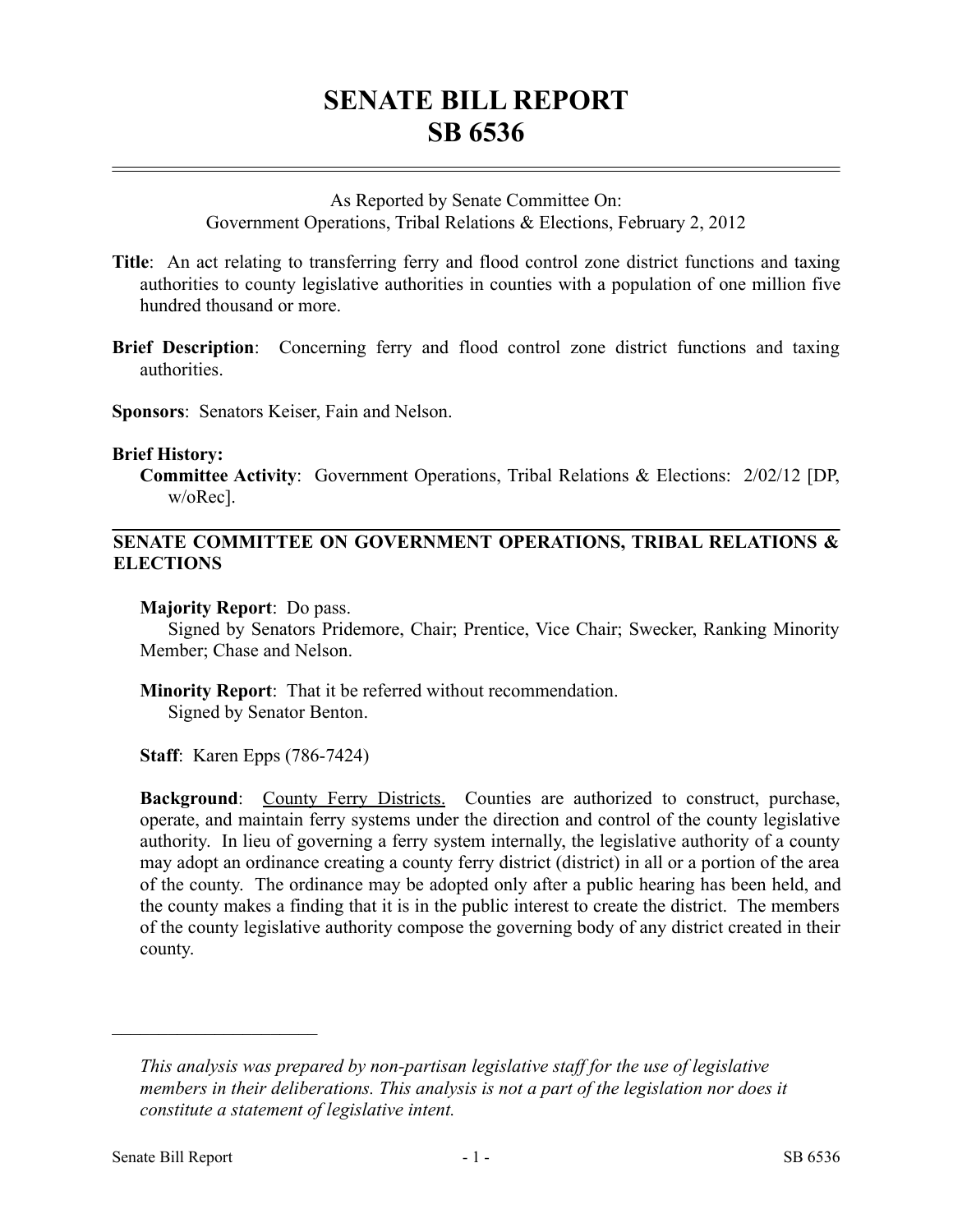# SENATE BILL REPORT
# SB 6536

As Reported by Senate Committee On:
Government Operations, Tribal Relations & Elections, February 2, 2012

**Title**: An act relating to transferring ferry and flood control zone district functions and taxing authorities to county legislative authorities in counties with a population of one million five hundred thousand or more.

**Brief Description**: Concerning ferry and flood control zone district functions and taxing authorities.

**Sponsors**: Senators Keiser, Fain and Nelson.

**Brief History:**

**Committee Activity**: Government Operations, Tribal Relations & Elections: 2/02/12 [DP, w/oRec].

## SENATE COMMITTEE ON GOVERNMENT OPERATIONS, TRIBAL RELATIONS & ELECTIONS

**Majority Report**: Do pass.
Signed by Senators Pridemore, Chair; Prentice, Vice Chair; Swecker, Ranking Minority Member; Chase and Nelson.

**Minority Report**: That it be referred without recommendation.
Signed by Senator Benton.

**Staff**: Karen Epps (786-7424)

**Background**: County Ferry Districts. Counties are authorized to construct, purchase, operate, and maintain ferry systems under the direction and control of the county legislative authority. In lieu of governing a ferry system internally, the legislative authority of a county may adopt an ordinance creating a county ferry district (district) in all or a portion of the area of the county. The ordinance may be adopted only after a public hearing has been held, and the county makes a finding that it is in the public interest to create the district. The members of the county legislative authority compose the governing body of any district created in their county.

---

*This analysis was prepared by non-partisan legislative staff for the use of legislative members in their deliberations. This analysis is not a part of the legislation nor does it constitute a statement of legislative intent.*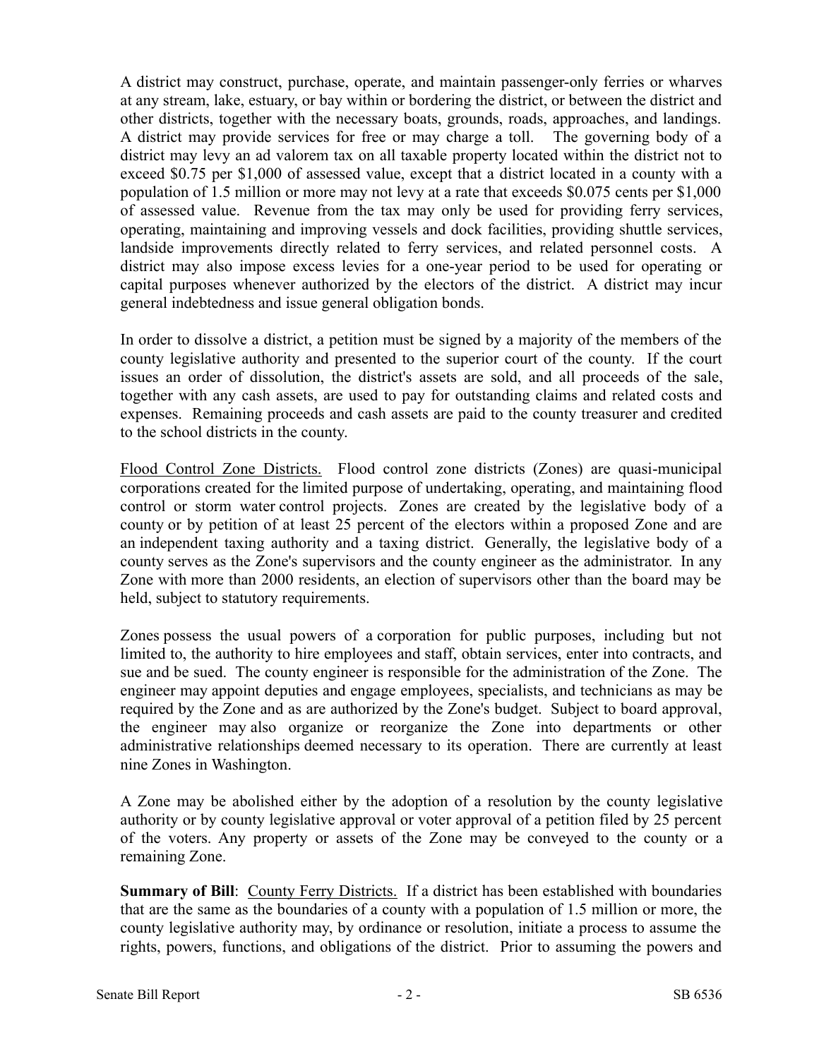A district may construct, purchase, operate, and maintain passenger-only ferries or wharves at any stream, lake, estuary, or bay within or bordering the district, or between the district and other districts, together with the necessary boats, grounds, roads, approaches, and landings. A district may provide services for free or may charge a toll. The governing body of a district may levy an ad valorem tax on all taxable property located within the district not to exceed $0.75 per $1,000 of assessed value, except that a district located in a county with a population of 1.5 million or more may not levy at a rate that exceeds $0.075 cents per $1,000 of assessed value. Revenue from the tax may only be used for providing ferry services, operating, maintaining and improving vessels and dock facilities, providing shuttle services, landside improvements directly related to ferry services, and related personnel costs. A district may also impose excess levies for a one-year period to be used for operating or capital purposes whenever authorized by the electors of the district. A district may incur general indebtedness and issue general obligation bonds.

In order to dissolve a district, a petition must be signed by a majority of the members of the county legislative authority and presented to the superior court of the county. If the court issues an order of dissolution, the district's assets are sold, and all proceeds of the sale, together with any cash assets, are used to pay for outstanding claims and related costs and expenses. Remaining proceeds and cash assets are paid to the county treasurer and credited to the school districts in the county.

Flood Control Zone Districts. Flood control zone districts (Zones) are quasi-municipal corporations created for the limited purpose of undertaking, operating, and maintaining flood control or storm water control projects. Zones are created by the legislative body of a county or by petition of at least 25 percent of the electors within a proposed Zone and are an independent taxing authority and a taxing district. Generally, the legislative body of a county serves as the Zone's supervisors and the county engineer as the administrator. In any Zone with more than 2000 residents, an election of supervisors other than the board may be held, subject to statutory requirements.

Zones possess the usual powers of a corporation for public purposes, including but not limited to, the authority to hire employees and staff, obtain services, enter into contracts, and sue and be sued. The county engineer is responsible for the administration of the Zone. The engineer may appoint deputies and engage employees, specialists, and technicians as may be required by the Zone and as are authorized by the Zone's budget. Subject to board approval, the engineer may also organize or reorganize the Zone into departments or other administrative relationships deemed necessary to its operation. There are currently at least nine Zones in Washington.

A Zone may be abolished either by the adoption of a resolution by the county legislative authority or by county legislative approval or voter approval of a petition filed by 25 percent of the voters. Any property or assets of the Zone may be conveyed to the county or a remaining Zone.

**Summary of Bill**: County Ferry Districts. If a district has been established with boundaries that are the same as the boundaries of a county with a population of 1.5 million or more, the county legislative authority may, by ordinance or resolution, initiate a process to assume the rights, powers, functions, and obligations of the district. Prior to assuming the powers and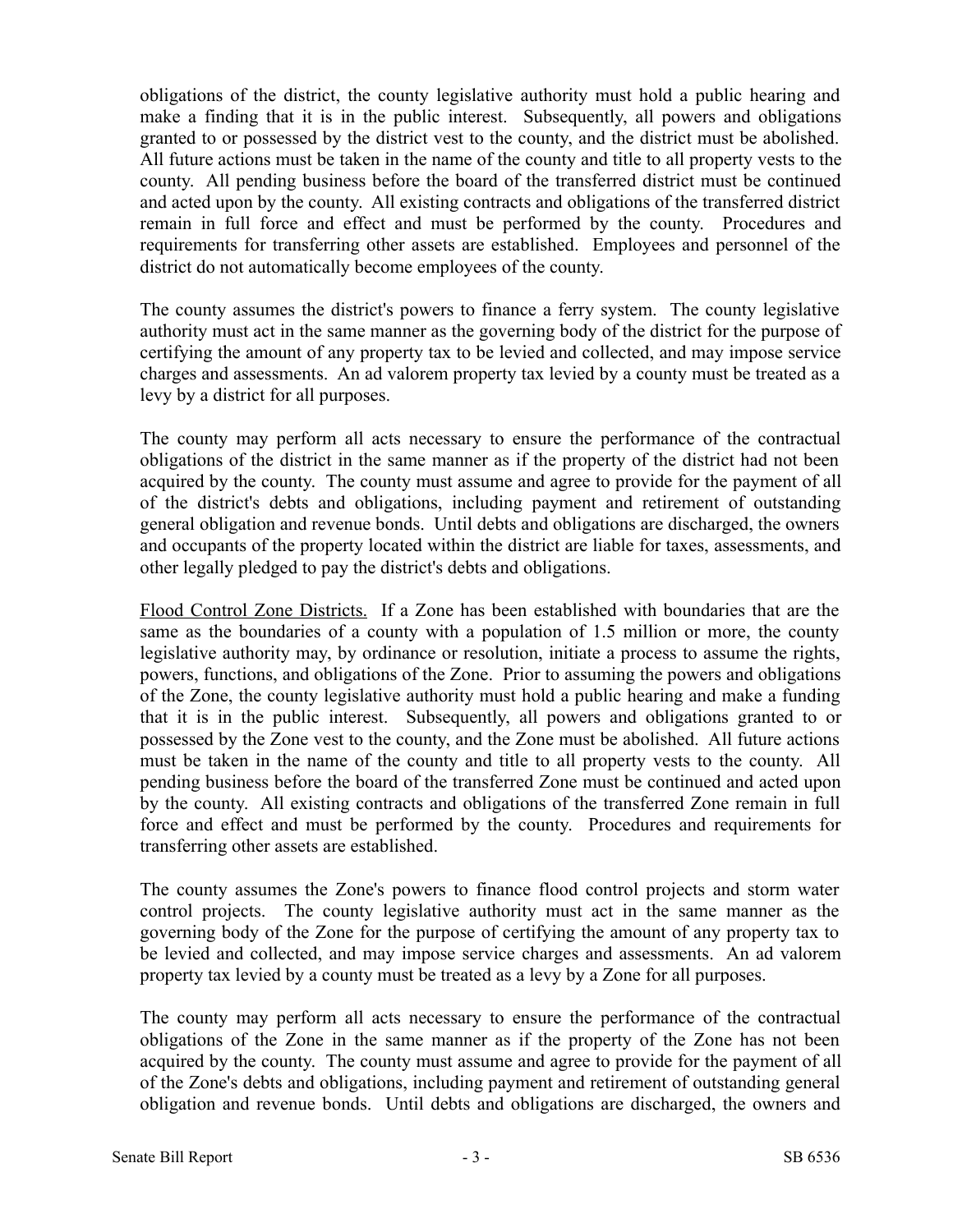obligations of the district, the county legislative authority must hold a public hearing and make a finding that it is in the public interest. Subsequently, all powers and obligations granted to or possessed by the district vest to the county, and the district must be abolished. All future actions must be taken in the name of the county and title to all property vests to the county. All pending business before the board of the transferred district must be continued and acted upon by the county. All existing contracts and obligations of the transferred district remain in full force and effect and must be performed by the county. Procedures and requirements for transferring other assets are established. Employees and personnel of the district do not automatically become employees of the county.

The county assumes the district's powers to finance a ferry system. The county legislative authority must act in the same manner as the governing body of the district for the purpose of certifying the amount of any property tax to be levied and collected, and may impose service charges and assessments. An ad valorem property tax levied by a county must be treated as a levy by a district for all purposes.

The county may perform all acts necessary to ensure the performance of the contractual obligations of the district in the same manner as if the property of the district had not been acquired by the county. The county must assume and agree to provide for the payment of all of the district's debts and obligations, including payment and retirement of outstanding general obligation and revenue bonds. Until debts and obligations are discharged, the owners and occupants of the property located within the district are liable for taxes, assessments, and other legally pledged to pay the district's debts and obligations.

Flood Control Zone Districts. If a Zone has been established with boundaries that are the same as the boundaries of a county with a population of 1.5 million or more, the county legislative authority may, by ordinance or resolution, initiate a process to assume the rights, powers, functions, and obligations of the Zone. Prior to assuming the powers and obligations of the Zone, the county legislative authority must hold a public hearing and make a funding that it is in the public interest. Subsequently, all powers and obligations granted to or possessed by the Zone vest to the county, and the Zone must be abolished. All future actions must be taken in the name of the county and title to all property vests to the county. All pending business before the board of the transferred Zone must be continued and acted upon by the county. All existing contracts and obligations of the transferred Zone remain in full force and effect and must be performed by the county. Procedures and requirements for transferring other assets are established.

The county assumes the Zone's powers to finance flood control projects and storm water control projects. The county legislative authority must act in the same manner as the governing body of the Zone for the purpose of certifying the amount of any property tax to be levied and collected, and may impose service charges and assessments. An ad valorem property tax levied by a county must be treated as a levy by a Zone for all purposes.

The county may perform all acts necessary to ensure the performance of the contractual obligations of the Zone in the same manner as if the property of the Zone has not been acquired by the county. The county must assume and agree to provide for the payment of all of the Zone's debts and obligations, including payment and retirement of outstanding general obligation and revenue bonds. Until debts and obligations are discharged, the owners and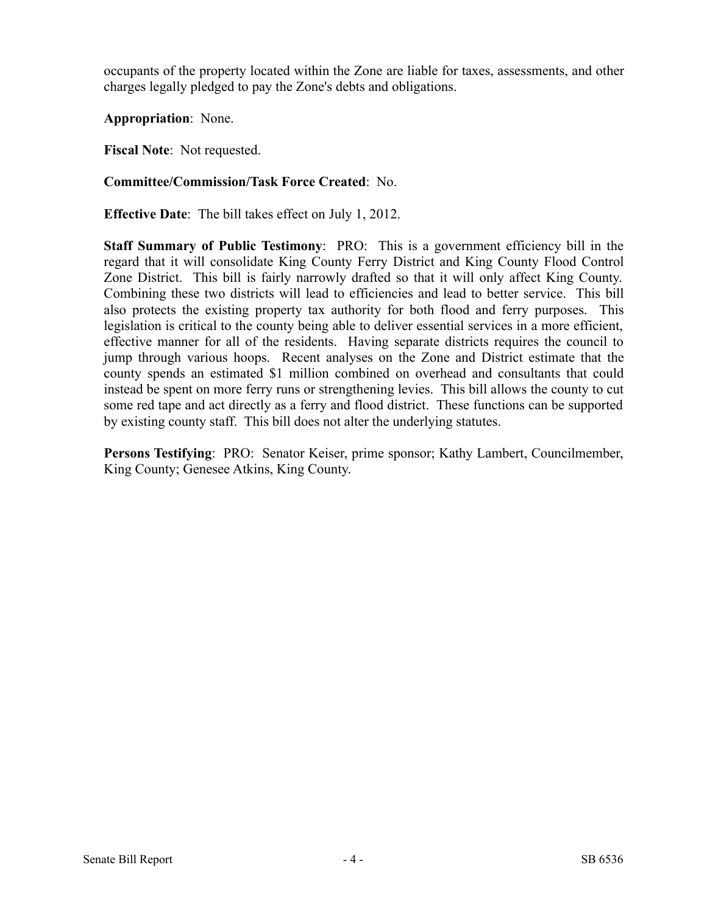occupants of the property located within the Zone are liable for taxes, assessments, and other charges legally pledged to pay the Zone's debts and obligations.

**Appropriation**: None.

**Fiscal Note**: Not requested.

**Committee/Commission/Task Force Created**: No.

**Effective Date**: The bill takes effect on July 1, 2012.

**Staff Summary of Public Testimony**: PRO: This is a government efficiency bill in the regard that it will consolidate King County Ferry District and King County Flood Control Zone District. This bill is fairly narrowly drafted so that it will only affect King County. Combining these two districts will lead to efficiencies and lead to better service. This bill also protects the existing property tax authority for both flood and ferry purposes. This legislation is critical to the county being able to deliver essential services in a more efficient, effective manner for all of the residents. Having separate districts requires the council to jump through various hoops. Recent analyses on the Zone and District estimate that the county spends an estimated $1 million combined on overhead and consultants that could instead be spent on more ferry runs or strengthening levies. This bill allows the county to cut some red tape and act directly as a ferry and flood district. These functions can be supported by existing county staff. This bill does not alter the underlying statutes.

**Persons Testifying**: PRO: Senator Keiser, prime sponsor; Kathy Lambert, Councilmember, King County; Genesee Atkins, King County.